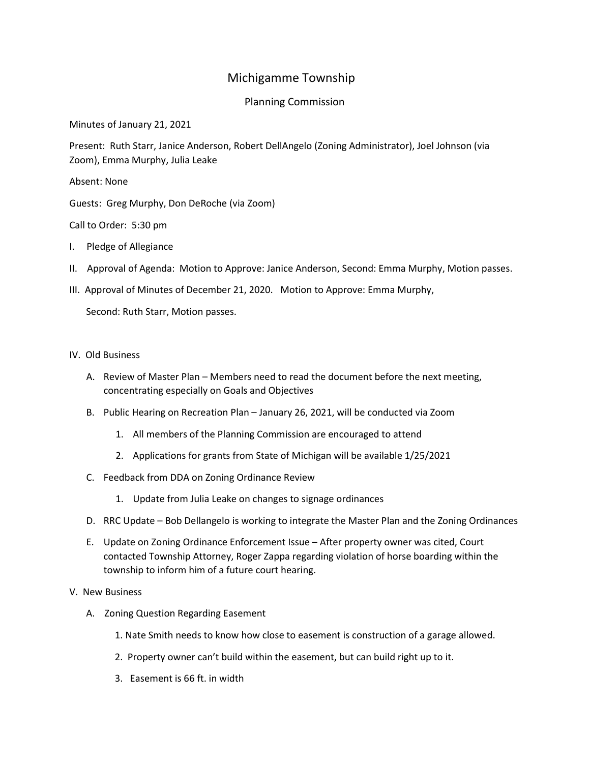# Michigamme Township

## Planning Commission

Minutes of January 21, 2021

Present: Ruth Starr, Janice Anderson, Robert DellAngelo (Zoning Administrator), Joel Johnson (via Zoom), Emma Murphy, Julia Leake

Absent: None

Guests: Greg Murphy, Don DeRoche (via Zoom)

Call to Order: 5:30 pm

I. Pledge of Allegiance

II. Approval of Agenda: Motion to Approve: Janice Anderson, Second: Emma Murphy, Motion passes.

III. Approval of Minutes of December 21, 2020. Motion to Approve: Emma Murphy,

Second: Ruth Starr, Motion passes.

IV. Old Business

A. Review of Master Plan – Members need to read the document before the next meeting, concentrating especially on Goals and Objectives

B. Public Hearing on Recreation Plan – January 26, 2021, will be conducted via Zoom

1. All members of the Planning Commission are encouraged to attend
2. Applications for grants from State of Michigan will be available 1/25/2021

C. Feedback from DDA on Zoning Ordinance Review

1. Update from Julia Leake on changes to signage ordinances

D. RRC Update – Bob Dellangelo is working to integrate the Master Plan and the Zoning Ordinances

E. Update on Zoning Ordinance Enforcement Issue – After property owner was cited, Court contacted Township Attorney, Roger Zappa regarding violation of horse boarding within the township to inform him of a future court hearing.

V. New Business

A. Zoning Question Regarding Easement

1. Nate Smith needs to know how close to easement is construction of a garage allowed.
2. Property owner can't build within the easement, but can build right up to it.
3. Easement is 66 ft. in width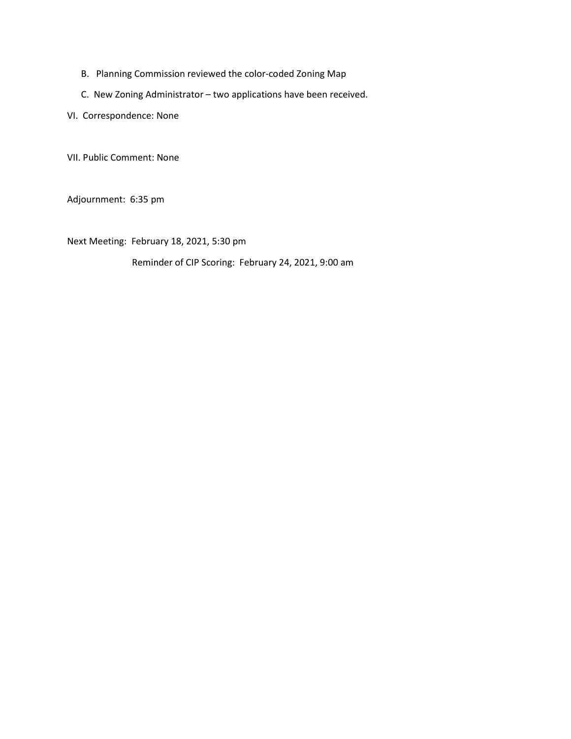B. Planning Commission reviewed the color-coded Zoning Map

C. New Zoning Administrator – two applications have been received.

VI. Correspondence: None

VII. Public Comment: None

Adjournment: 6:35 pm

Next Meeting: February 18, 2021, 5:30 pm

Reminder of CIP Scoring: February 24, 2021, 9:00 am